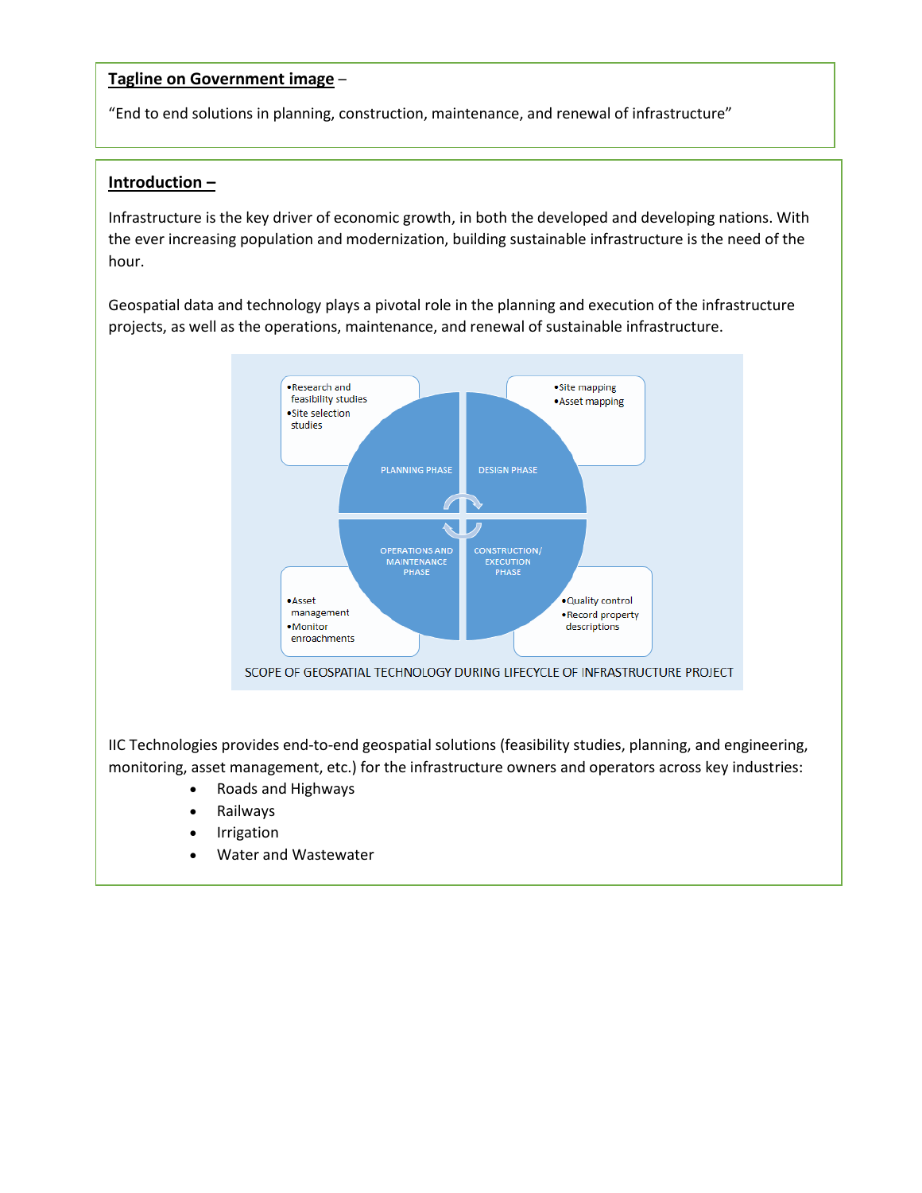**Tagline on Government image** –

"End to end solutions in planning, construction, maintenance, and renewal of infrastructure"

**Introduction –**

Infrastructure is the key driver of economic growth, in both the developed and developing nations. With the ever increasing population and modernization, building sustainable infrastructure is the need of the hour.

Geospatial data and technology plays a pivotal role in the planning and execution of the infrastructure projects, as well as the operations, maintenance, and renewal of sustainable infrastructure.

PLANNING PHASE
- Research and feasibility studies
- Site selection studies

DESIGN PHASE
- Site mapping
- Asset mapping

CONSTRUCTION/ EXECUTION PHASE
- Quality control
- Record property descriptions

OPERATIONS AND MAINTENANCE PHASE
- Asset management
- Monitor enroachments

SCOPE OF GEOSPATIAL TECHNOLOGY DURING LIFECYCLE OF INFRASTRUCTURE PROJECT

IIC Technologies provides end-to-end geospatial solutions (feasibility studies, planning, and engineering, monitoring, asset management, etc.) for the infrastructure owners and operators across key industries:

- Roads and Highways
- Railways
- Irrigation
- Water and Wastewater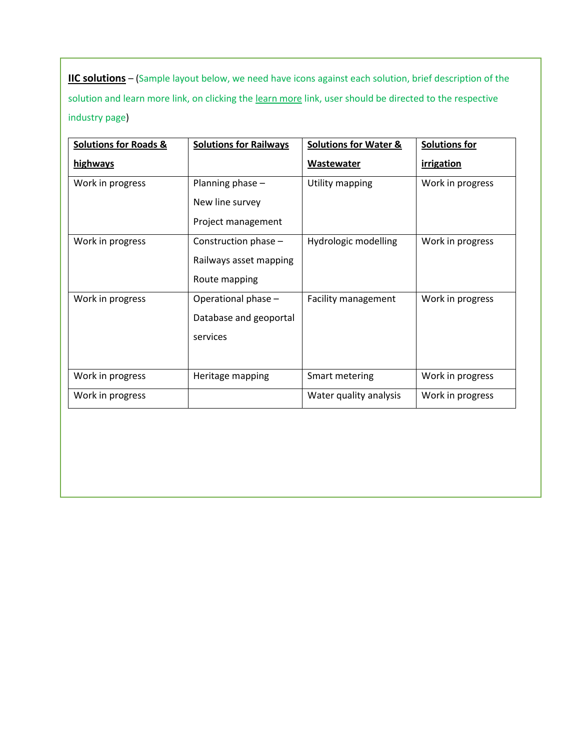**IIC solutions** – (Sample layout below, we need have icons against each solution, brief description of the solution and learn more link, on clicking the learn more link, user should be directed to the respective industry page)

| **Solutions for Roads & highways** | **Solutions for Railways** | **Solutions for Water & Wastewater** | **Solutions for irrigation** |
|---|---|---|---|
| Work in progress | Planning phase – New line survey Project management | Utility mapping | Work in progress |
| Work in progress | Construction phase – Railways asset mapping Route mapping | Hydrologic modelling | Work in progress |
| Work in progress | Operational phase – Database and geoportal services | Facility management | Work in progress |
| Work in progress | Heritage mapping | Smart metering | Work in progress |
| Work in progress | | Water quality analysis | Work in progress |